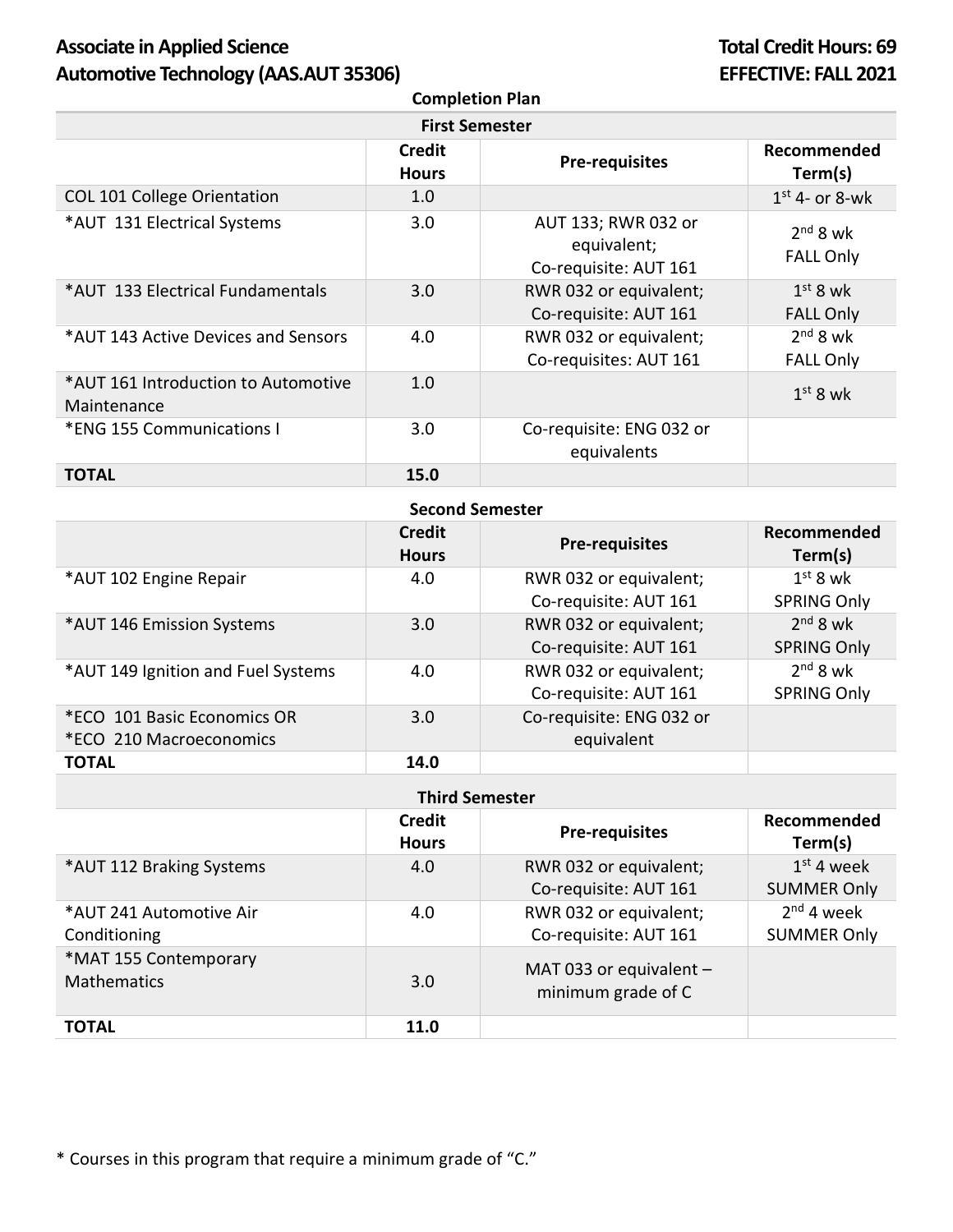# Associate in Applied Science
# Automotive Technology (AAS.AUT 35306)

**Total Credit Hours: 69**
**EFFECTIVE: FALL 2021**

## Completion Plan

### First Semester

| | Credit Hours | Pre-requisites | Recommended Term(s) |
|---|---|---|---|
| COL 101 College Orientation | 1.0 | | 1st 4- or 8-wk |
| *AUT 131 Electrical Systems | 3.0 | AUT 133; RWR 032 or equivalent; Co-requisite: AUT 161 | 2nd 8 wk FALL Only |
| *AUT 133 Electrical Fundamentals | 3.0 | RWR 032 or equivalent; Co-requisite: AUT 161 | 1st 8 wk FALL Only |
| *AUT 143 Active Devices and Sensors | 4.0 | RWR 032 or equivalent; Co-requisites: AUT 161 | 2nd 8 wk FALL Only |
| *AUT 161 Introduction to Automotive Maintenance | 1.0 | | 1st 8 wk |
| *ENG 155 Communications I | 3.0 | Co-requisite: ENG 032 or equivalents | |
| **TOTAL** | **15.0** | | |

### Second Semester

| | Credit Hours | Pre-requisites | Recommended Term(s) |
|---|---|---|---|
| *AUT 102 Engine Repair | 4.0 | RWR 032 or equivalent; Co-requisite: AUT 161 | 1st 8 wk SPRING Only |
| *AUT 146 Emission Systems | 3.0 | RWR 032 or equivalent; Co-requisite: AUT 161 | 2nd 8 wk SPRING Only |
| *AUT 149 Ignition and Fuel Systems | 4.0 | RWR 032 or equivalent; Co-requisite: AUT 161 | 2nd 8 wk SPRING Only |
| *ECO 101 Basic Economics OR *ECO 210 Macroeconomics | 3.0 | Co-requisite: ENG 032 or equivalent | |
| **TOTAL** | **14.0** | | |

### Third Semester

| | Credit Hours | Pre-requisites | Recommended Term(s) |
|---|---|---|---|
| *AUT 112 Braking Systems | 4.0 | RWR 032 or equivalent; Co-requisite: AUT 161 | 1st 4 week SUMMER Only |
| *AUT 241 Automotive Air Conditioning | 4.0 | RWR 032 or equivalent; Co-requisite: AUT 161 | 2nd 4 week SUMMER Only |
| *MAT 155 Contemporary Mathematics | 3.0 | MAT 033 or equivalent – minimum grade of C | |
| **TOTAL** | **11.0** | | |

* Courses in this program that require a minimum grade of "C."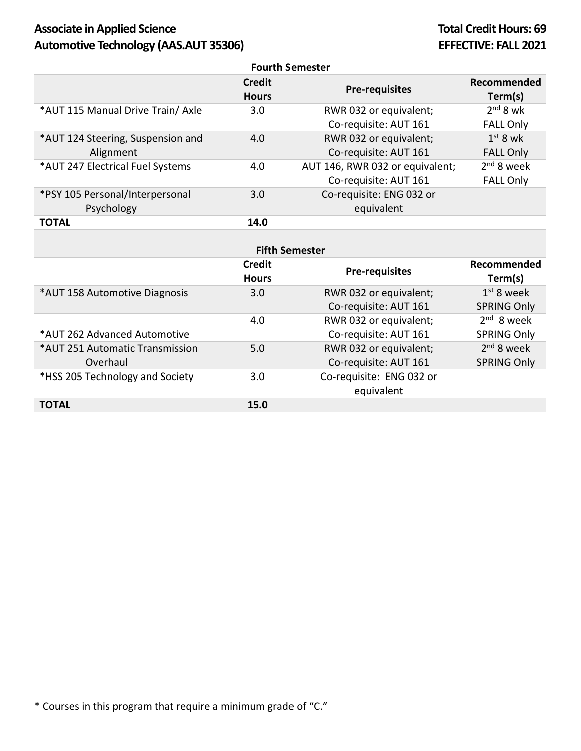**Associate in Applied Science**
**Automotive Technology (AAS.AUT 35306)**

**Total Credit Hours: 69**
**EFFECTIVE: FALL 2021**

**Fourth Semester**

| | Credit Hours | Pre-requisites | Recommended Term(s) |
|---|---|---|---|
| *AUT 115 Manual Drive Train/ Axle | 3.0 | RWR 032 or equivalent; Co-requisite: AUT 161 | 2nd 8 wk FALL Only |
| *AUT 124 Steering, Suspension and Alignment | 4.0 | RWR 032 or equivalent; Co-requisite: AUT 161 | 1st 8 wk FALL Only |
| *AUT 247 Electrical Fuel Systems | 4.0 | AUT 146, RWR 032 or equivalent; Co-requisite: AUT 161 | 2nd 8 week FALL Only |
| *PSY 105 Personal/Interpersonal Psychology | 3.0 | Co-requisite: ENG 032 or equivalent | |
| **TOTAL** | **14.0** | | |

**Fifth Semester**

| | Credit Hours | Pre-requisites | Recommended Term(s) |
|---|---|---|---|
| *AUT 158 Automotive Diagnosis | 3.0 | RWR 032 or equivalent; Co-requisite: AUT 161 | 1st 8 week SPRING Only |
| *AUT 262 Advanced Automotive | 4.0 | RWR 032 or equivalent; Co-requisite: AUT 161 | 2nd 8 week SPRING Only |
| *AUT 251 Automatic Transmission Overhaul | 5.0 | RWR 032 or equivalent; Co-requisite: AUT 161 | 2nd 8 week SPRING Only |
| *HSS 205 Technology and Society | 3.0 | Co-requisite: ENG 032 or equivalent | |
| **TOTAL** | **15.0** | | |

* Courses in this program that require a minimum grade of "C."